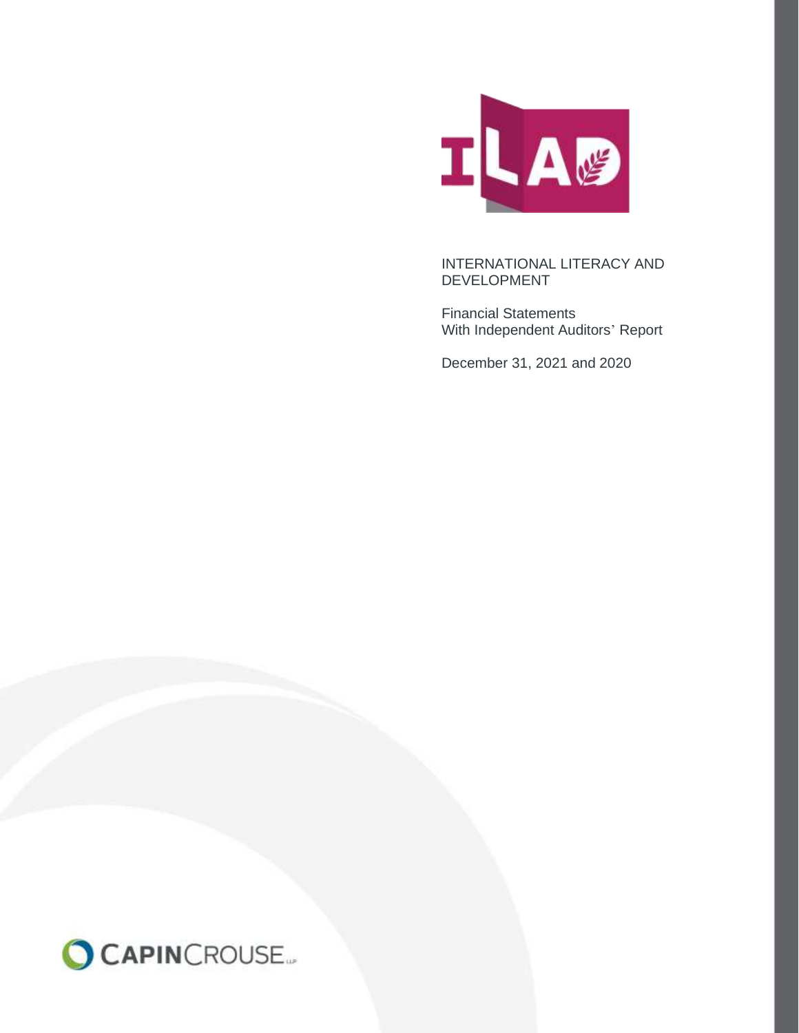# INTERNATIONAL LITERACY AND DEVELOPMENT

Financial Statements
With Independent Auditors' Report

December 31, 2021 and 2020

CAPINCROUSE LLP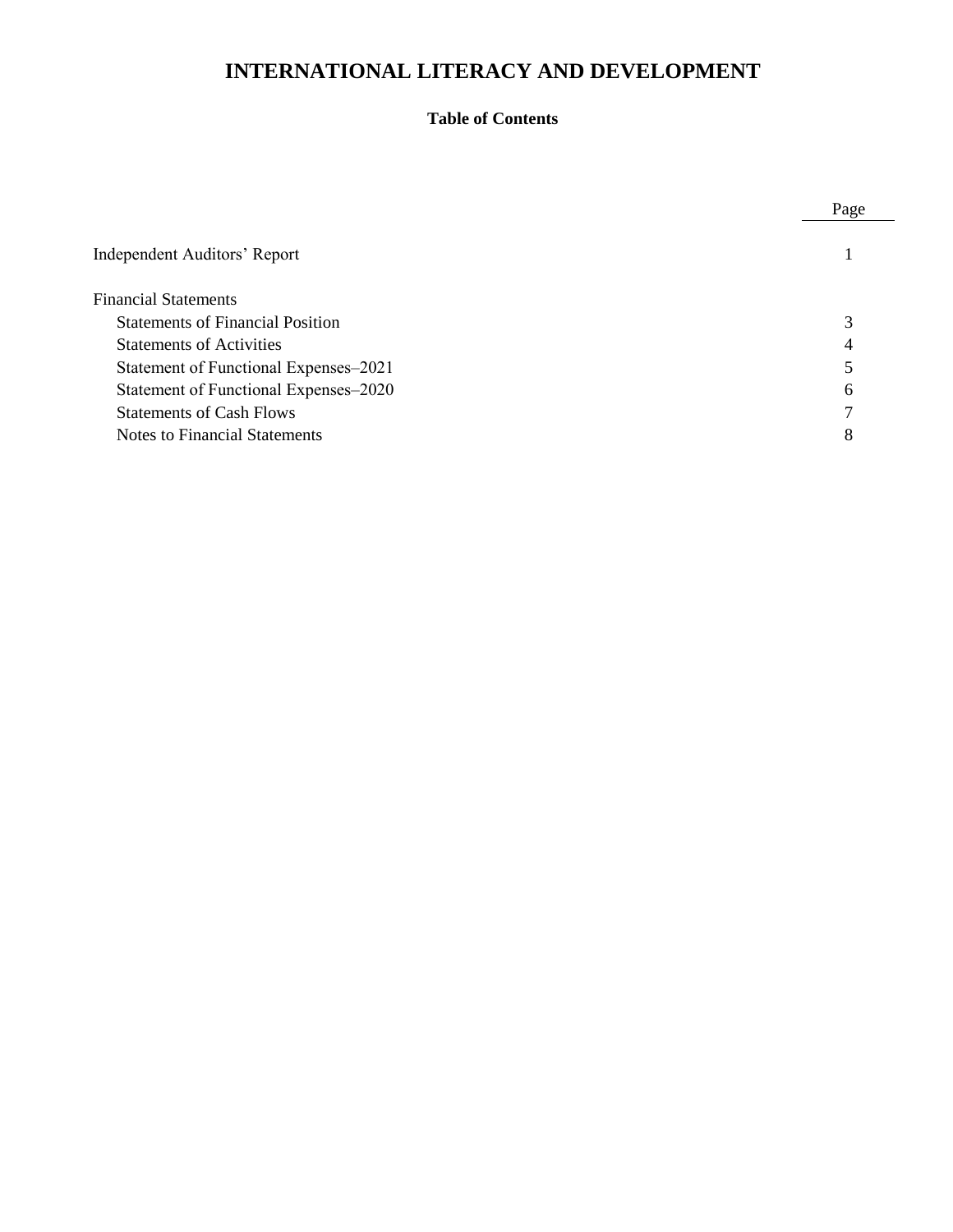# INTERNATIONAL LITERACY AND DEVELOPMENT

## Table of Contents

| | Page |
|---|---|
| Independent Auditors' Report | 1 |
| Financial Statements | |
| Statements of Financial Position | 3 |
| Statements of Activities | 4 |
| Statement of Functional Expenses–2021 | 5 |
| Statement of Functional Expenses–2020 | 6 |
| Statements of Cash Flows | 7 |
| Notes to Financial Statements | 8 |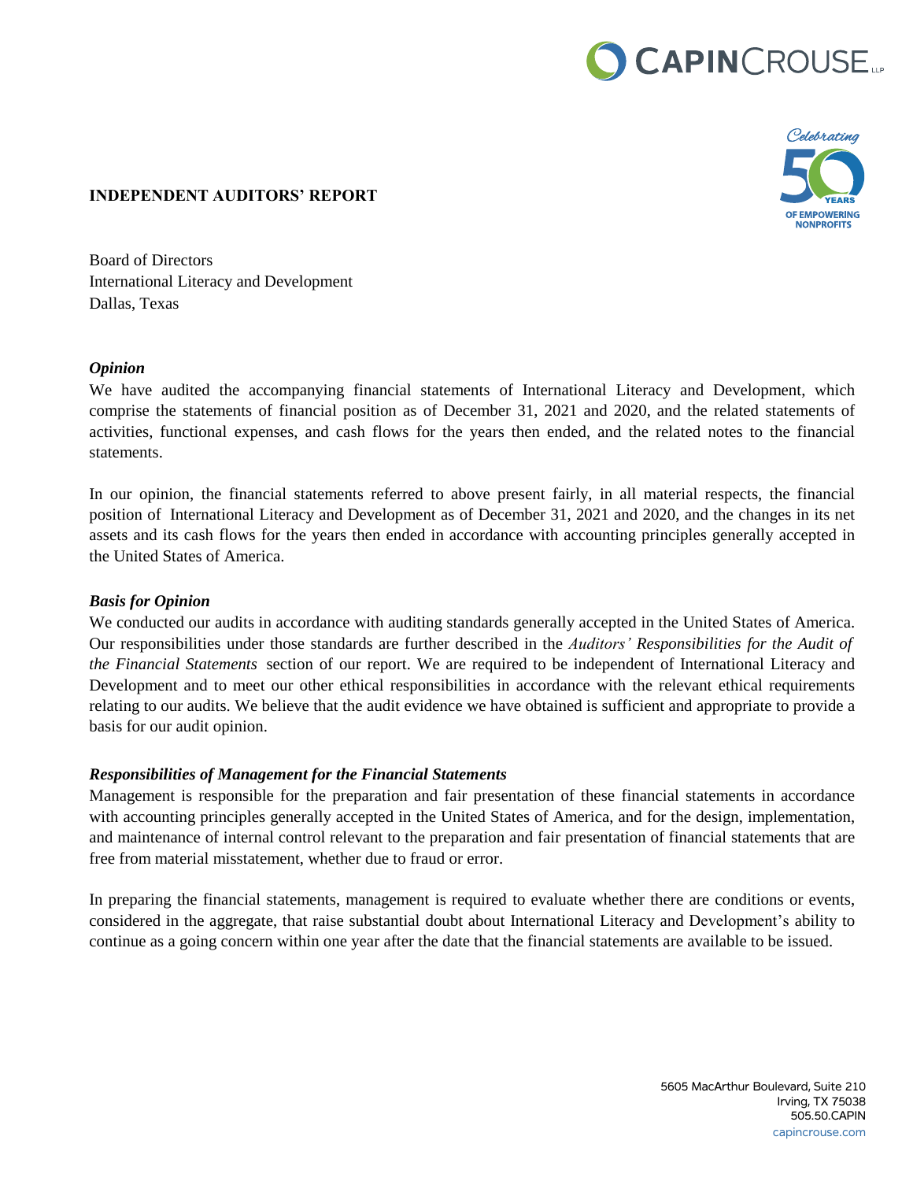## INDEPENDENT AUDITORS' REPORT

Board of Directors
International Literacy and Development
Dallas, Texas

### *Opinion*

We have audited the accompanying financial statements of International Literacy and Development, which comprise the statements of financial position as of December 31, 2021 and 2020, and the related statements of activities, functional expenses, and cash flows for the years then ended, and the related notes to the financial statements.

In our opinion, the financial statements referred to above present fairly, in all material respects, the financial position of International Literacy and Development as of December 31, 2021 and 2020, and the changes in its net assets and its cash flows for the years then ended in accordance with accounting principles generally accepted in the United States of America.

### *Basis for Opinion*

We conducted our audits in accordance with auditing standards generally accepted in the United States of America. Our responsibilities under those standards are further described in the *Auditors' Responsibilities for the Audit of the Financial Statements* section of our report. We are required to be independent of International Literacy and Development and to meet our other ethical responsibilities in accordance with the relevant ethical requirements relating to our audits. We believe that the audit evidence we have obtained is sufficient and appropriate to provide a basis for our audit opinion.

### *Responsibilities of Management for the Financial Statements*

Management is responsible for the preparation and fair presentation of these financial statements in accordance with accounting principles generally accepted in the United States of America, and for the design, implementation, and maintenance of internal control relevant to the preparation and fair presentation of financial statements that are free from material misstatement, whether due to fraud or error.

In preparing the financial statements, management is required to evaluate whether there are conditions or events, considered in the aggregate, that raise substantial doubt about International Literacy and Development's ability to continue as a going concern within one year after the date that the financial statements are available to be issued.

5605 MacArthur Boulevard, Suite 210
Irving, TX 75038
505.50.CAPIN
capincrouse.com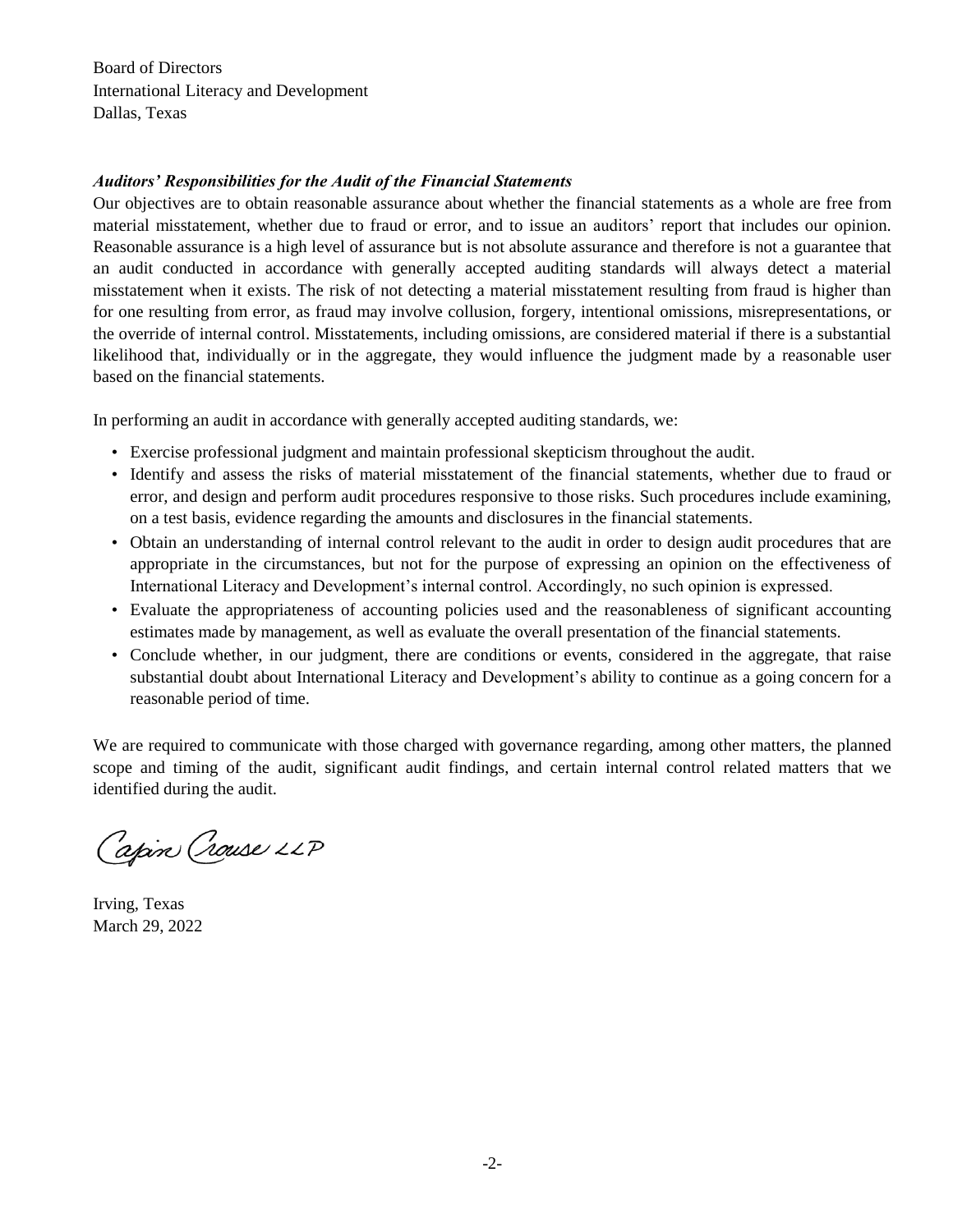Board of Directors
International Literacy and Development
Dallas, Texas

***Auditors' Responsibilities for the Audit of the Financial Statements***

Our objectives are to obtain reasonable assurance about whether the financial statements as a whole are free from material misstatement, whether due to fraud or error, and to issue an auditors' report that includes our opinion. Reasonable assurance is a high level of assurance but is not absolute assurance and therefore is not a guarantee that an audit conducted in accordance with generally accepted auditing standards will always detect a material misstatement when it exists. The risk of not detecting a material misstatement resulting from fraud is higher than for one resulting from error, as fraud may involve collusion, forgery, intentional omissions, misrepresentations, or the override of internal control. Misstatements, including omissions, are considered material if there is a substantial likelihood that, individually or in the aggregate, they would influence the judgment made by a reasonable user based on the financial statements.

In performing an audit in accordance with generally accepted auditing standards, we:

- Exercise professional judgment and maintain professional skepticism throughout the audit.
- Identify and assess the risks of material misstatement of the financial statements, whether due to fraud or error, and design and perform audit procedures responsive to those risks. Such procedures include examining, on a test basis, evidence regarding the amounts and disclosures in the financial statements.
- Obtain an understanding of internal control relevant to the audit in order to design audit procedures that are appropriate in the circumstances, but not for the purpose of expressing an opinion on the effectiveness of International Literacy and Development's internal control. Accordingly, no such opinion is expressed.
- Evaluate the appropriateness of accounting policies used and the reasonableness of significant accounting estimates made by management, as well as evaluate the overall presentation of the financial statements.
- Conclude whether, in our judgment, there are conditions or events, considered in the aggregate, that raise substantial doubt about International Literacy and Development's ability to continue as a going concern for a reasonable period of time.

We are required to communicate with those charged with governance regarding, among other matters, the planned scope and timing of the audit, significant audit findings, and certain internal control related matters that we identified during the audit.

Capin Crouse LLP

Irving, Texas
March 29, 2022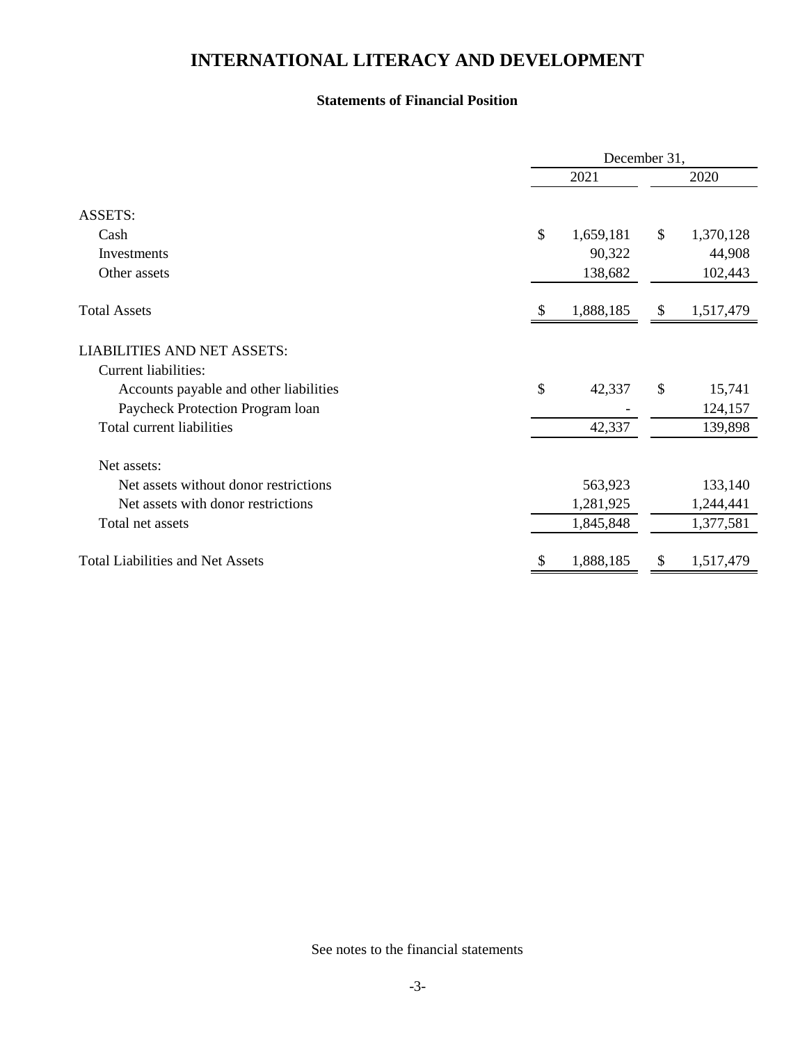# INTERNATIONAL LITERACY AND DEVELOPMENT

### Statements of Financial Position

| | December 31, 2021 | December 31, 2020 |
|---|---|---|
| **ASSETS:** | | |
| Cash | $ 1,659,181 | $ 1,370,128 |
| Investments | 90,322 | 44,908 |
| Other assets | 138,682 | 102,443 |
| **Total Assets** | $ 1,888,185 | $ 1,517,479 |
| **LIABILITIES AND NET ASSETS:** | | |
| Current liabilities: | | |
| Accounts payable and other liabilities | $ 42,337 | $ 15,741 |
| Paycheck Protection Program loan | - | 124,157 |
| Total current liabilities | 42,337 | 139,898 |
| Net assets: | | |
| Net assets without donor restrictions | 563,923 | 133,140 |
| Net assets with donor restrictions | 1,281,925 | 1,244,441 |
| Total net assets | 1,845,848 | 1,377,581 |
| **Total Liabilities and Net Assets** | $ 1,888,185 | $ 1,517,479 |

See notes to the financial statements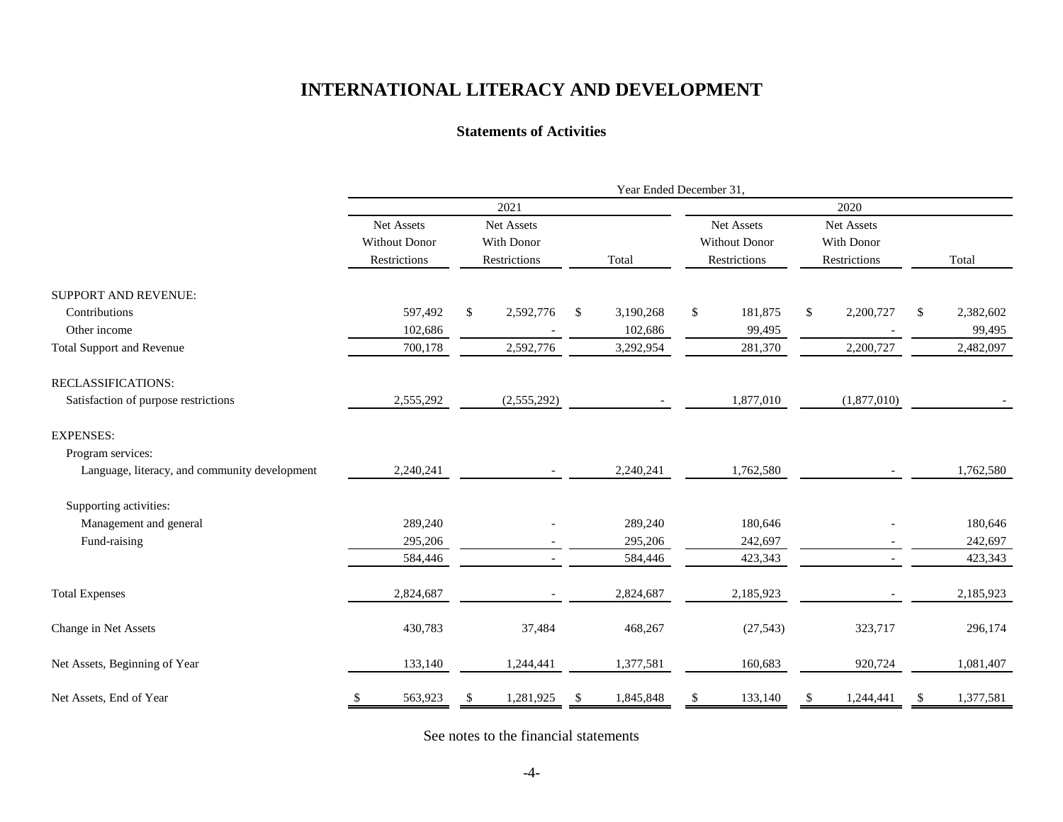# INTERNATIONAL LITERACY AND DEVELOPMENT

## Statements of Activities

| | Year Ended December 31, | | | | | |
|---|---|---|---|---|---|---|
| | 2021 | | | 2020 | | |
| | Net Assets Without Donor Restrictions | Net Assets With Donor Restrictions | Total | Net Assets Without Donor Restrictions | Net Assets With Donor Restrictions | Total |
| SUPPORT AND REVENUE: | | | | | | |
| Contributions | 597,492 | $ 2,592,776 | $ 3,190,268 | $ 181,875 | $ 2,200,727 | $ 2,382,602 |
| Other income | 102,686 | - | 102,686 | 99,495 | - | 99,495 |
| Total Support and Revenue | 700,178 | 2,592,776 | 3,292,954 | 281,370 | 2,200,727 | 2,482,097 |
| RECLASSIFICATIONS: | | | | | | |
| Satisfaction of purpose restrictions | 2,555,292 | (2,555,292) | - | 1,877,010 | (1,877,010) | - |
| EXPENSES: | | | | | | |
| Program services: | | | | | | |
| Language, literacy, and community development | 2,240,241 | - | 2,240,241 | 1,762,580 | - | 1,762,580 |
| Supporting activities: | | | | | | |
| Management and general | 289,240 | - | 289,240 | 180,646 | - | 180,646 |
| Fund-raising | 295,206 | - | 295,206 | 242,697 | - | 242,697 |
| | 584,446 | - | 584,446 | 423,343 | - | 423,343 |
| Total Expenses | 2,824,687 | - | 2,824,687 | 2,185,923 | - | 2,185,923 |
| Change in Net Assets | 430,783 | 37,484 | 468,267 | (27,543) | 323,717 | 296,174 |
| Net Assets, Beginning of Year | 133,140 | 1,244,441 | 1,377,581 | 160,683 | 920,724 | 1,081,407 |
| Net Assets, End of Year | $ 563,923 | $ 1,281,925 | $ 1,845,848 | $ 133,140 | $ 1,244,441 | $ 1,377,581 |

See notes to the financial statements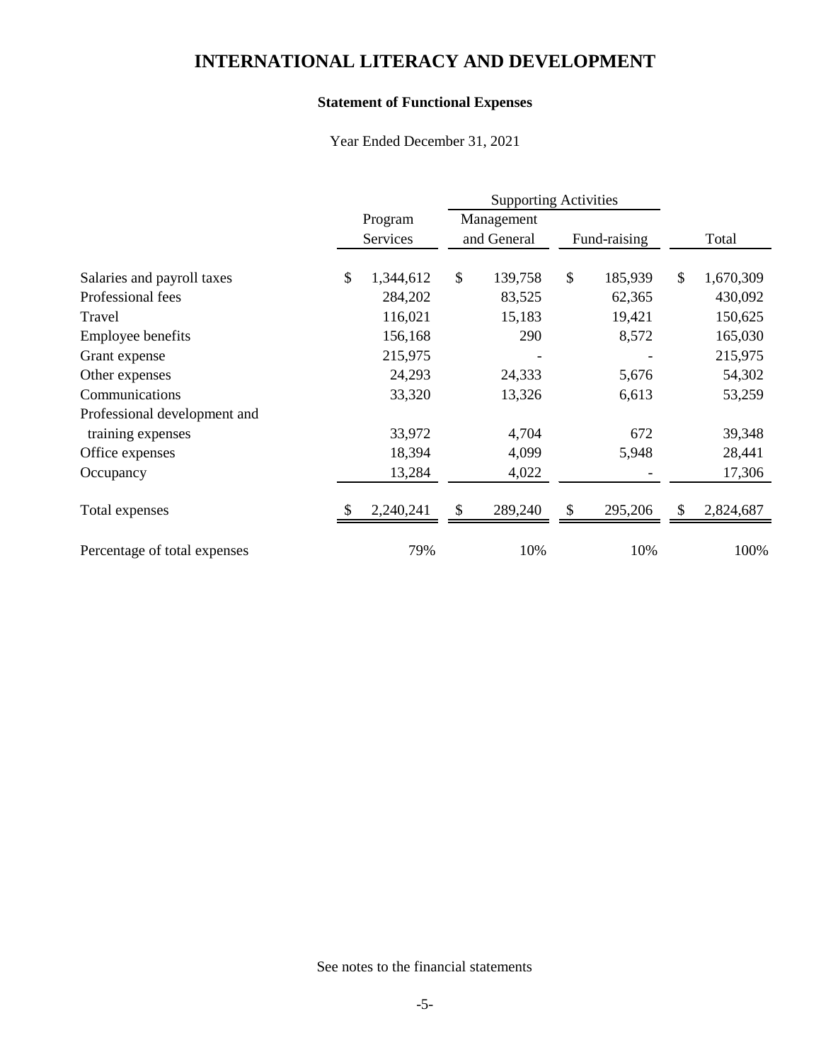# INTERNATIONAL LITERACY AND DEVELOPMENT

### Statement of Functional Expenses

Year Ended December 31, 2021

| | Program Services | Supporting Activities | | Total |
|---|---|---|---|---|
| | | Management and General | Fund-raising | |
| Salaries and payroll taxes | $ 1,344,612 | $ 139,758 | $ 185,939 | $ 1,670,309 |
| Professional fees | 284,202 | 83,525 | 62,365 | 430,092 |
| Travel | 116,021 | 15,183 | 19,421 | 150,625 |
| Employee benefits | 156,168 | 290 | 8,572 | 165,030 |
| Grant expense | 215,975 | - | - | 215,975 |
| Other expenses | 24,293 | 24,333 | 5,676 | 54,302 |
| Communications | 33,320 | 13,326 | 6,613 | 53,259 |
| Professional development and training expenses | 33,972 | 4,704 | 672 | 39,348 |
| Office expenses | 18,394 | 4,099 | 5,948 | 28,441 |
| Occupancy | 13,284 | 4,022 | - | 17,306 |
| Total expenses | $ 2,240,241 | $ 289,240 | $ 295,206 | $ 2,824,687 |
| Percentage of total expenses | 79% | 10% | 10% | 100% |

See notes to the financial statements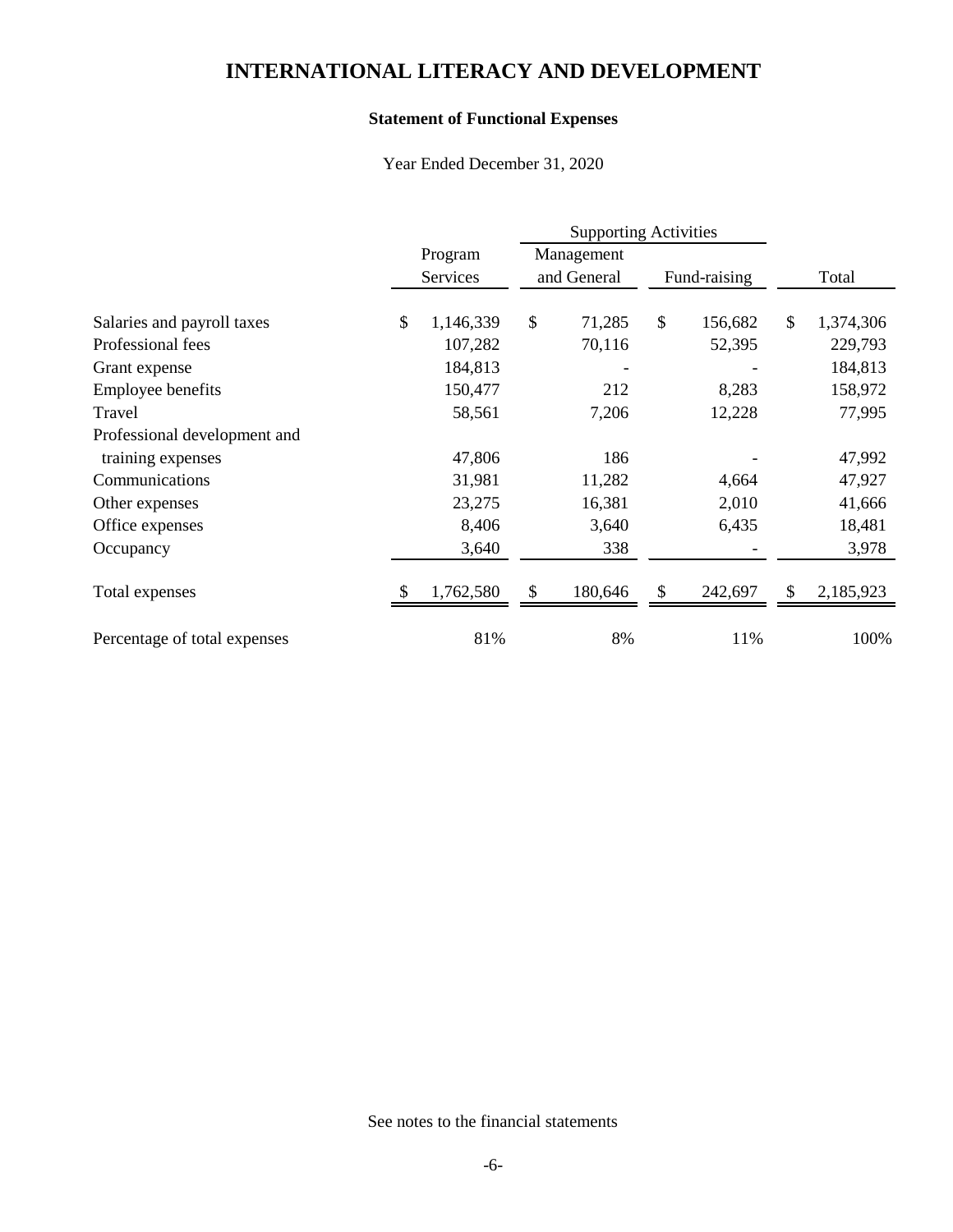# INTERNATIONAL LITERACY AND DEVELOPMENT

**Statement of Functional Expenses**

Year Ended December 31, 2020

| | | Supporting Activities | | |
|---|---|---|---|---|
| | Program Services | Management and General | Fund-raising | Total |
| Salaries and payroll taxes | $ 1,146,339 | $ 71,285 | $ 156,682 | $ 1,374,306 |
| Professional fees | 107,282 | 70,116 | 52,395 | 229,793 |
| Grant expense | 184,813 | - | - | 184,813 |
| Employee benefits | 150,477 | 212 | 8,283 | 158,972 |
| Travel | 58,561 | 7,206 | 12,228 | 77,995 |
| Professional development and training expenses | 47,806 | 186 | - | 47,992 |
| Communications | 31,981 | 11,282 | 4,664 | 47,927 |
| Other expenses | 23,275 | 16,381 | 2,010 | 41,666 |
| Office expenses | 8,406 | 3,640 | 6,435 | 18,481 |
| Occupancy | 3,640 | 338 | - | 3,978 |
| Total expenses | $ 1,762,580 | $ 180,646 | $ 242,697 | $ 2,185,923 |
| Percentage of total expenses | 81% | 8% | 11% | 100% |

See notes to the financial statements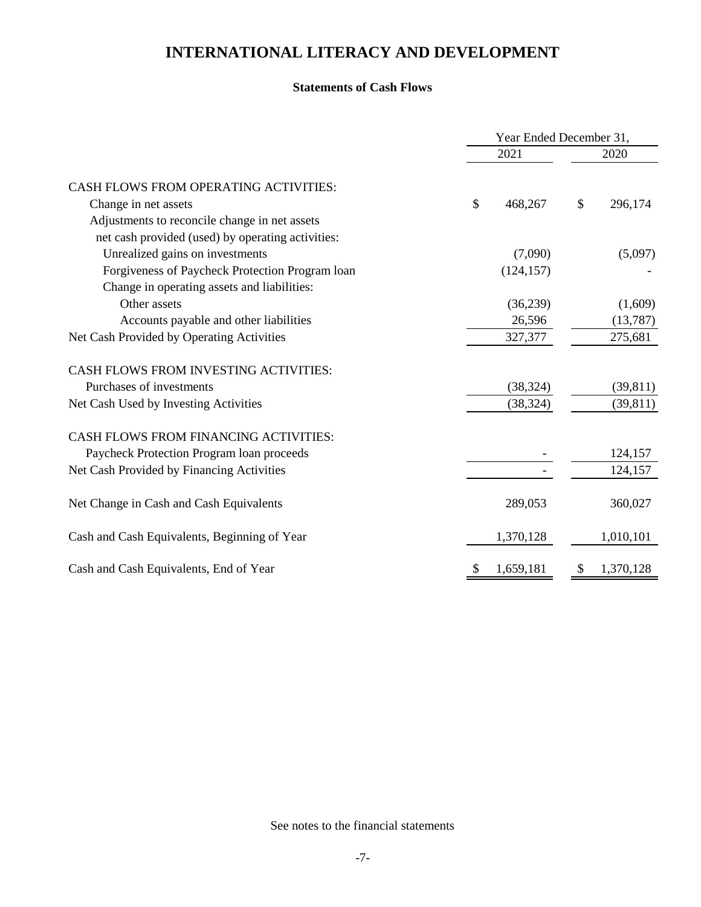# INTERNATIONAL LITERACY AND DEVELOPMENT

**Statements of Cash Flows**

| | Year Ended December 31, | |
|---|---|---|
| | 2021 | 2020 |
| CASH FLOWS FROM OPERATING ACTIVITIES: | | |
| Change in net assets | $ 468,267 | $ 296,174 |
| Adjustments to reconcile change in net assets net cash provided (used) by operating activities: | | |
| Unrealized gains on investments | (7,090) | (5,097) |
| Forgiveness of Paycheck Protection Program loan | (124,157) | - |
| Change in operating assets and liabilities: | | |
| Other assets | (36,239) | (1,609) |
| Accounts payable and other liabilities | 26,596 | (13,787) |
| Net Cash Provided by Operating Activities | 327,377 | 275,681 |
| CASH FLOWS FROM INVESTING ACTIVITIES: | | |
| Purchases of investments | (38,324) | (39,811) |
| Net Cash Used by Investing Activities | (38,324) | (39,811) |
| CASH FLOWS FROM FINANCING ACTIVITIES: | | |
| Paycheck Protection Program loan proceeds | - | 124,157 |
| Net Cash Provided by Financing Activities | - | 124,157 |
| Net Change in Cash and Cash Equivalents | 289,053 | 360,027 |
| Cash and Cash Equivalents, Beginning of Year | 1,370,128 | 1,010,101 |
| Cash and Cash Equivalents, End of Year | $ 1,659,181 | $ 1,370,128 |

See notes to the financial statements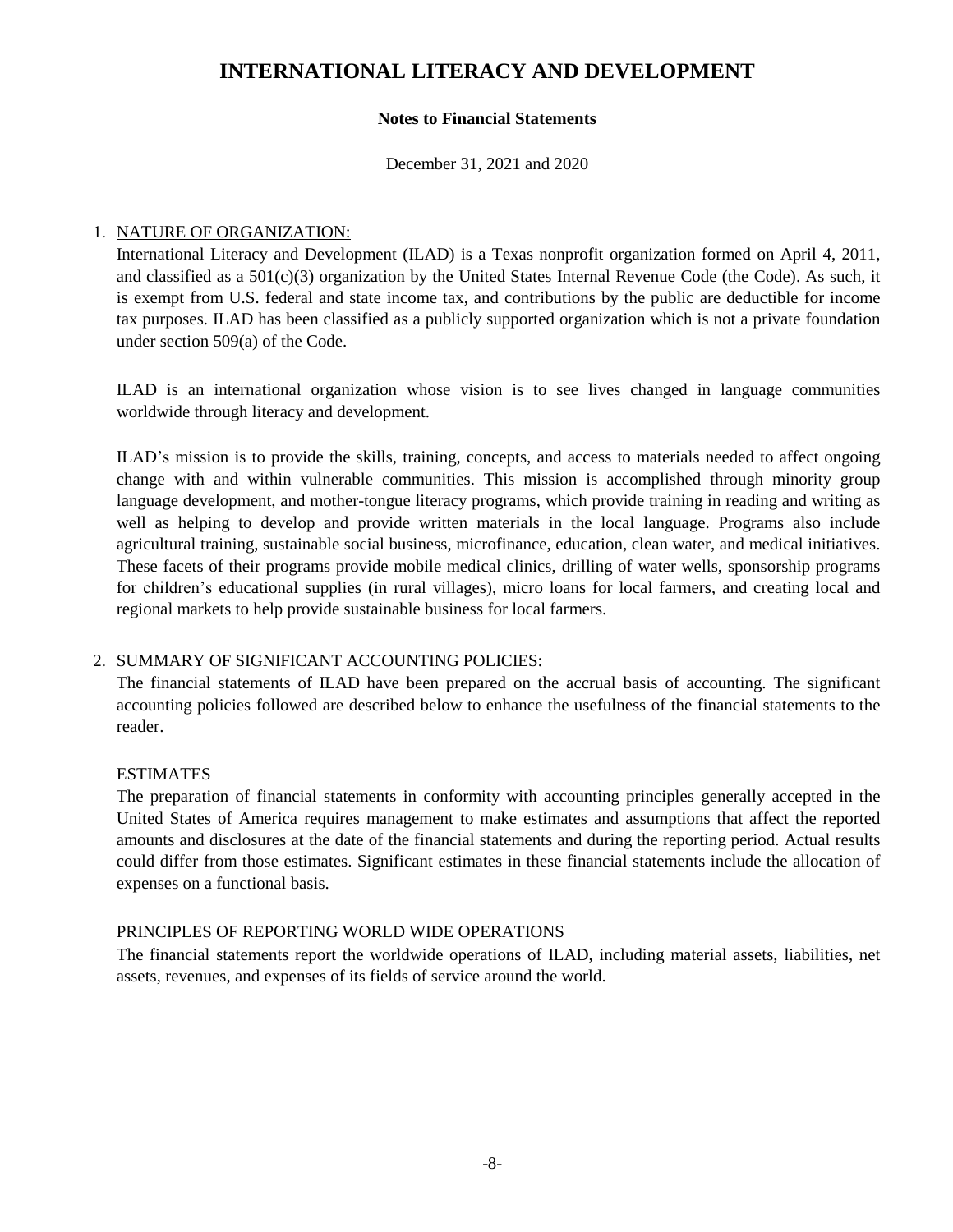# INTERNATIONAL LITERACY AND DEVELOPMENT

**Notes to Financial Statements**

December 31, 2021 and 2020

1. NATURE OF ORGANIZATION:

   International Literacy and Development (ILAD) is a Texas nonprofit organization formed on April 4, 2011, and classified as a 501(c)(3) organization by the United States Internal Revenue Code (the Code). As such, it is exempt from U.S. federal and state income tax, and contributions by the public are deductible for income tax purposes. ILAD has been classified as a publicly supported organization which is not a private foundation under section 509(a) of the Code.

   ILAD is an international organization whose vision is to see lives changed in language communities worldwide through literacy and development.

   ILAD's mission is to provide the skills, training, concepts, and access to materials needed to affect ongoing change with and within vulnerable communities. This mission is accomplished through minority group language development, and mother-tongue literacy programs, which provide training in reading and writing as well as helping to develop and provide written materials in the local language. Programs also include agricultural training, sustainable social business, microfinance, education, clean water, and medical initiatives. These facets of their programs provide mobile medical clinics, drilling of water wells, sponsorship programs for children's educational supplies (in rural villages), micro loans for local farmers, and creating local and regional markets to help provide sustainable business for local farmers.

2. SUMMARY OF SIGNIFICANT ACCOUNTING POLICIES:

   The financial statements of ILAD have been prepared on the accrual basis of accounting. The significant accounting policies followed are described below to enhance the usefulness of the financial statements to the reader.

   ESTIMATES

   The preparation of financial statements in conformity with accounting principles generally accepted in the United States of America requires management to make estimates and assumptions that affect the reported amounts and disclosures at the date of the financial statements and during the reporting period. Actual results could differ from those estimates. Significant estimates in these financial statements include the allocation of expenses on a functional basis.

   PRINCIPLES OF REPORTING WORLD WIDE OPERATIONS

   The financial statements report the worldwide operations of ILAD, including material assets, liabilities, net assets, revenues, and expenses of its fields of service around the world.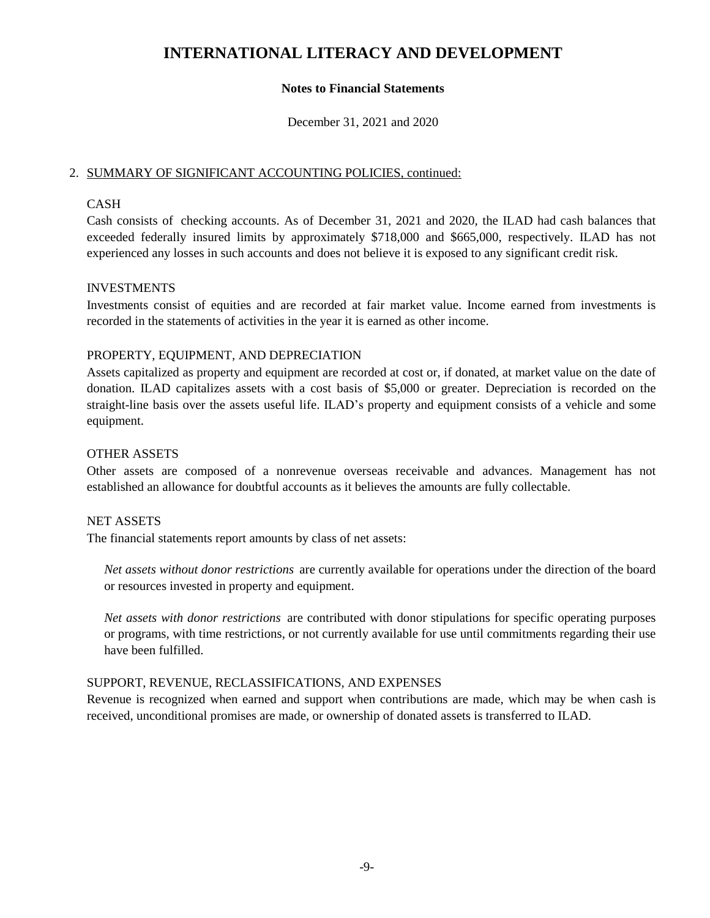# INTERNATIONAL LITERACY AND DEVELOPMENT

**Notes to Financial Statements**

December 31, 2021 and 2020

2. SUMMARY OF SIGNIFICANT ACCOUNTING POLICIES, continued:

CASH

Cash consists of checking accounts. As of December 31, 2021 and 2020, the ILAD had cash balances that exceeded federally insured limits by approximately $718,000 and $665,000, respectively. ILAD has not experienced any losses in such accounts and does not believe it is exposed to any significant credit risk.

INVESTMENTS

Investments consist of equities and are recorded at fair market value. Income earned from investments is recorded in the statements of activities in the year it is earned as other income.

PROPERTY, EQUIPMENT, AND DEPRECIATION

Assets capitalized as property and equipment are recorded at cost or, if donated, at market value on the date of donation. ILAD capitalizes assets with a cost basis of $5,000 or greater. Depreciation is recorded on the straight-line basis over the assets useful life. ILAD's property and equipment consists of a vehicle and some equipment.

OTHER ASSETS

Other assets are composed of a nonrevenue overseas receivable and advances. Management has not established an allowance for doubtful accounts as it believes the amounts are fully collectable.

NET ASSETS

The financial statements report amounts by class of net assets:

*Net assets without donor restrictions* are currently available for operations under the direction of the board or resources invested in property and equipment.

*Net assets with donor restrictions* are contributed with donor stipulations for specific operating purposes or programs, with time restrictions, or not currently available for use until commitments regarding their use have been fulfilled.

SUPPORT, REVENUE, RECLASSIFICATIONS, AND EXPENSES

Revenue is recognized when earned and support when contributions are made, which may be when cash is received, unconditional promises are made, or ownership of donated assets is transferred to ILAD.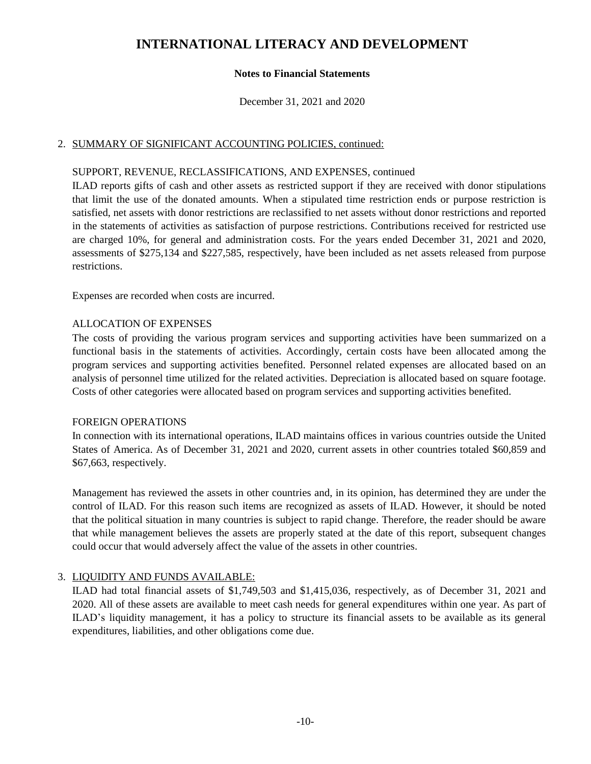# INTERNATIONAL LITERACY AND DEVELOPMENT

**Notes to Financial Statements**

December 31, 2021 and 2020

## 2. SUMMARY OF SIGNIFICANT ACCOUNTING POLICIES, continued:

### SUPPORT, REVENUE, RECLASSIFICATIONS, AND EXPENSES, continued

ILAD reports gifts of cash and other assets as restricted support if they are received with donor stipulations that limit the use of the donated amounts. When a stipulated time restriction ends or purpose restriction is satisfied, net assets with donor restrictions are reclassified to net assets without donor restrictions and reported in the statements of activities as satisfaction of purpose restrictions. Contributions received for restricted use are charged 10%, for general and administration costs. For the years ended December 31, 2021 and 2020, assessments of $275,134 and $227,585, respectively, have been included as net assets released from purpose restrictions.

Expenses are recorded when costs are incurred.

### ALLOCATION OF EXPENSES

The costs of providing the various program services and supporting activities have been summarized on a functional basis in the statements of activities. Accordingly, certain costs have been allocated among the program services and supporting activities benefited. Personnel related expenses are allocated based on an analysis of personnel time utilized for the related activities. Depreciation is allocated based on square footage. Costs of other categories were allocated based on program services and supporting activities benefited.

### FOREIGN OPERATIONS

In connection with its international operations, ILAD maintains offices in various countries outside the United States of America. As of December 31, 2021 and 2020, current assets in other countries totaled $60,859 and $67,663, respectively.

Management has reviewed the assets in other countries and, in its opinion, has determined they are under the control of ILAD. For this reason such items are recognized as assets of ILAD. However, it should be noted that the political situation in many countries is subject to rapid change. Therefore, the reader should be aware that while management believes the assets are properly stated at the date of this report, subsequent changes could occur that would adversely affect the value of the assets in other countries.

## 3. LIQUIDITY AND FUNDS AVAILABLE:

ILAD had total financial assets of $1,749,503 and $1,415,036, respectively, as of December 31, 2021 and 2020. All of these assets are available to meet cash needs for general expenditures within one year. As part of ILAD's liquidity management, it has a policy to structure its financial assets to be available as its general expenditures, liabilities, and other obligations come due.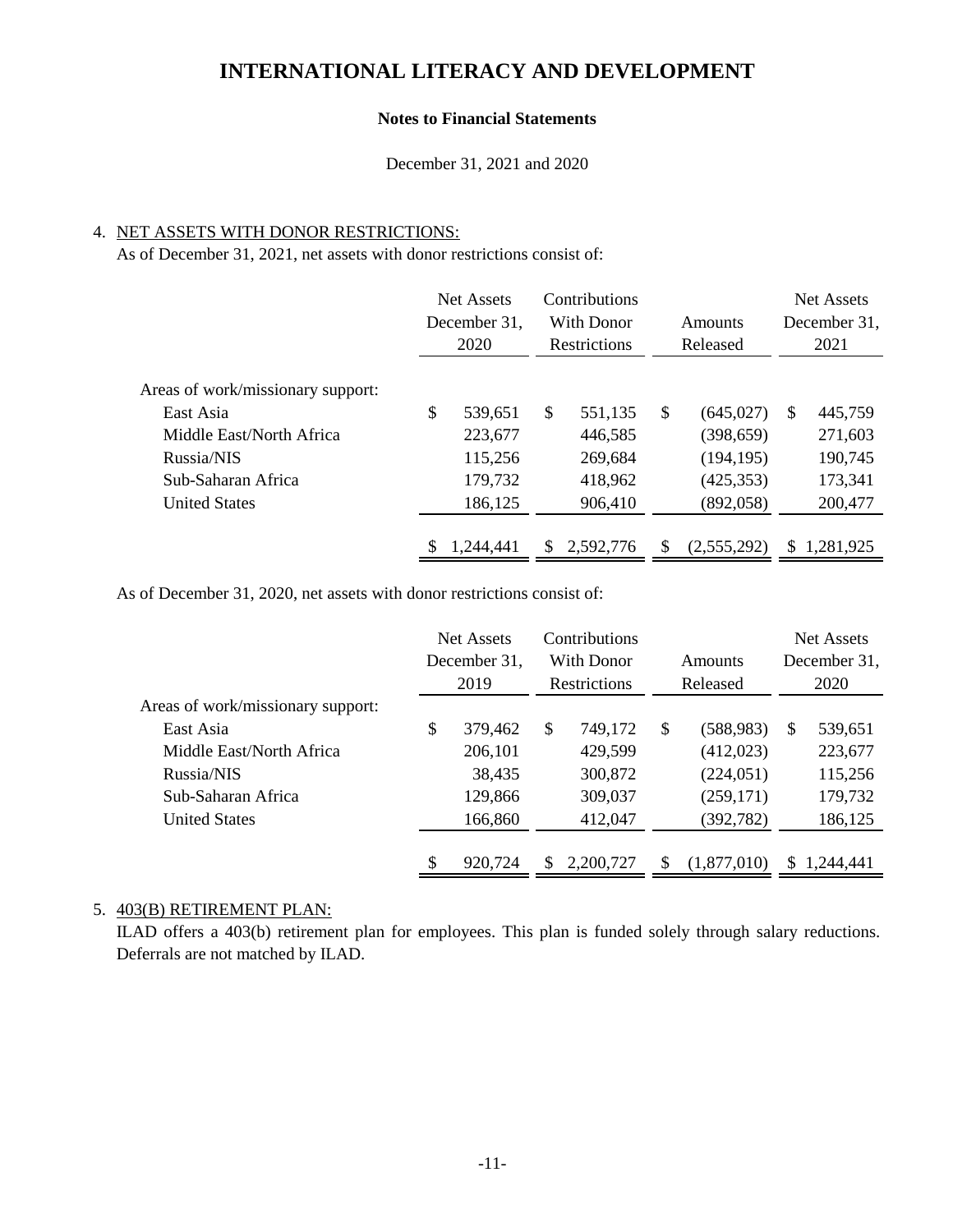# INTERNATIONAL LITERACY AND DEVELOPMENT

**Notes to Financial Statements**

December 31, 2021 and 2020

4. <u>NET ASSETS WITH DONOR RESTRICTIONS:</u>

As of December 31, 2021, net assets with donor restrictions consist of:

| | Net Assets December 31, 2020 | Contributions With Donor Restrictions | Amounts Released | Net Assets December 31, 2021 |
|---|---|---|---|---|
| Areas of work/missionary support: | | | | |
| East Asia | $ 539,651 | $ 551,135 | $ (645,027) | $ 445,759 |
| Middle East/North Africa | 223,677 | 446,585 | (398,659) | 271,603 |
| Russia/NIS | 115,256 | 269,684 | (194,195) | 190,745 |
| Sub-Saharan Africa | 179,732 | 418,962 | (425,353) | 173,341 |
| United States | 186,125 | 906,410 | (892,058) | 200,477 |
| | $ 1,244,441 | $ 2,592,776 | $ (2,555,292) | $ 1,281,925 |

As of December 31, 2020, net assets with donor restrictions consist of:

| | Net Assets December 31, 2019 | Contributions With Donor Restrictions | Amounts Released | Net Assets December 31, 2020 |
|---|---|---|---|---|
| Areas of work/missionary support: | | | | |
| East Asia | $ 379,462 | $ 749,172 | $ (588,983) | $ 539,651 |
| Middle East/North Africa | 206,101 | 429,599 | (412,023) | 223,677 |
| Russia/NIS | 38,435 | 300,872 | (224,051) | 115,256 |
| Sub-Saharan Africa | 129,866 | 309,037 | (259,171) | 179,732 |
| United States | 166,860 | 412,047 | (392,782) | 186,125 |
| | $ 920,724 | $ 2,200,727 | $ (1,877,010) | $ 1,244,441 |

5. <u>403(B) RETIREMENT PLAN:</u>

ILAD offers a 403(b) retirement plan for employees. This plan is funded solely through salary reductions. Deferrals are not matched by ILAD.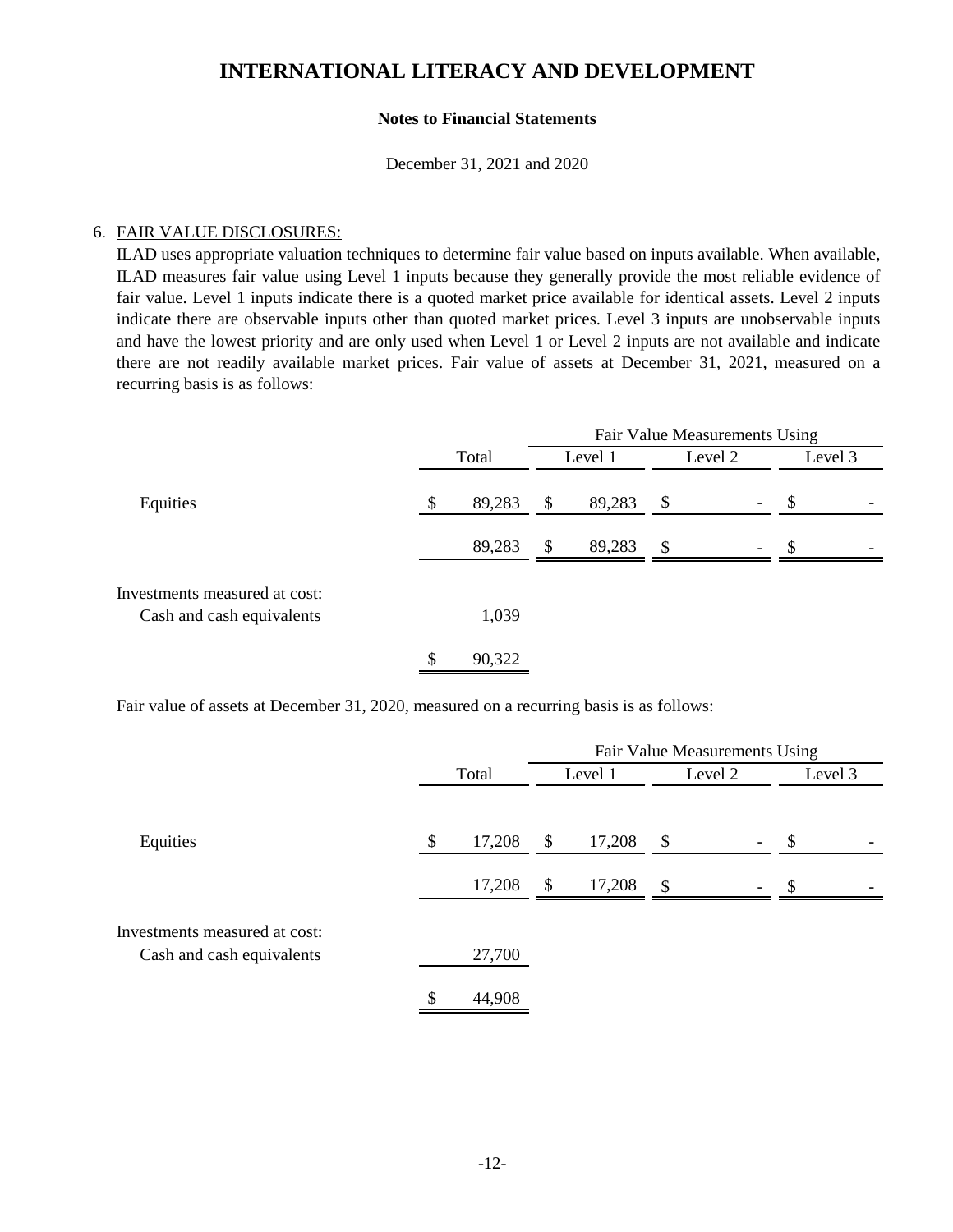# INTERNATIONAL LITERACY AND DEVELOPMENT

**Notes to Financial Statements**

December 31, 2021 and 2020

6. FAIR VALUE DISCLOSURES:

ILAD uses appropriate valuation techniques to determine fair value based on inputs available. When available, ILAD measures fair value using Level 1 inputs because they generally provide the most reliable evidence of fair value. Level 1 inputs indicate there is a quoted market price available for identical assets. Level 2 inputs indicate there are observable inputs other than quoted market prices. Level 3 inputs are unobservable inputs and have the lowest priority and are only used when Level 1 or Level 2 inputs are not available and indicate there are not readily available market prices. Fair value of assets at December 31, 2021, measured on a recurring basis is as follows:

| | | Fair Value Measurements Using | | |
|---|---|---|---|---|
| | Total | Level 1 | Level 2 | Level 3 |
| Equities | $ 89,283 | $ 89,283 | $ - | $ - |
| | 89,283 | $ 89,283 | $ - | $ - |
| Investments measured at cost: | | | | |
| Cash and cash equivalents | 1,039 | | | |
| | $ 90,322 | | | |

Fair value of assets at December 31, 2020, measured on a recurring basis is as follows:

| | | Fair Value Measurements Using | | |
|---|---|---|---|---|
| | Total | Level 1 | Level 2 | Level 3 |
| Equities | $ 17,208 | $ 17,208 | $ - | $ - |
| | 17,208 | $ 17,208 | $ - | $ - |
| Investments measured at cost: | | | | |
| Cash and cash equivalents | 27,700 | | | |
| | $ 44,908 | | | |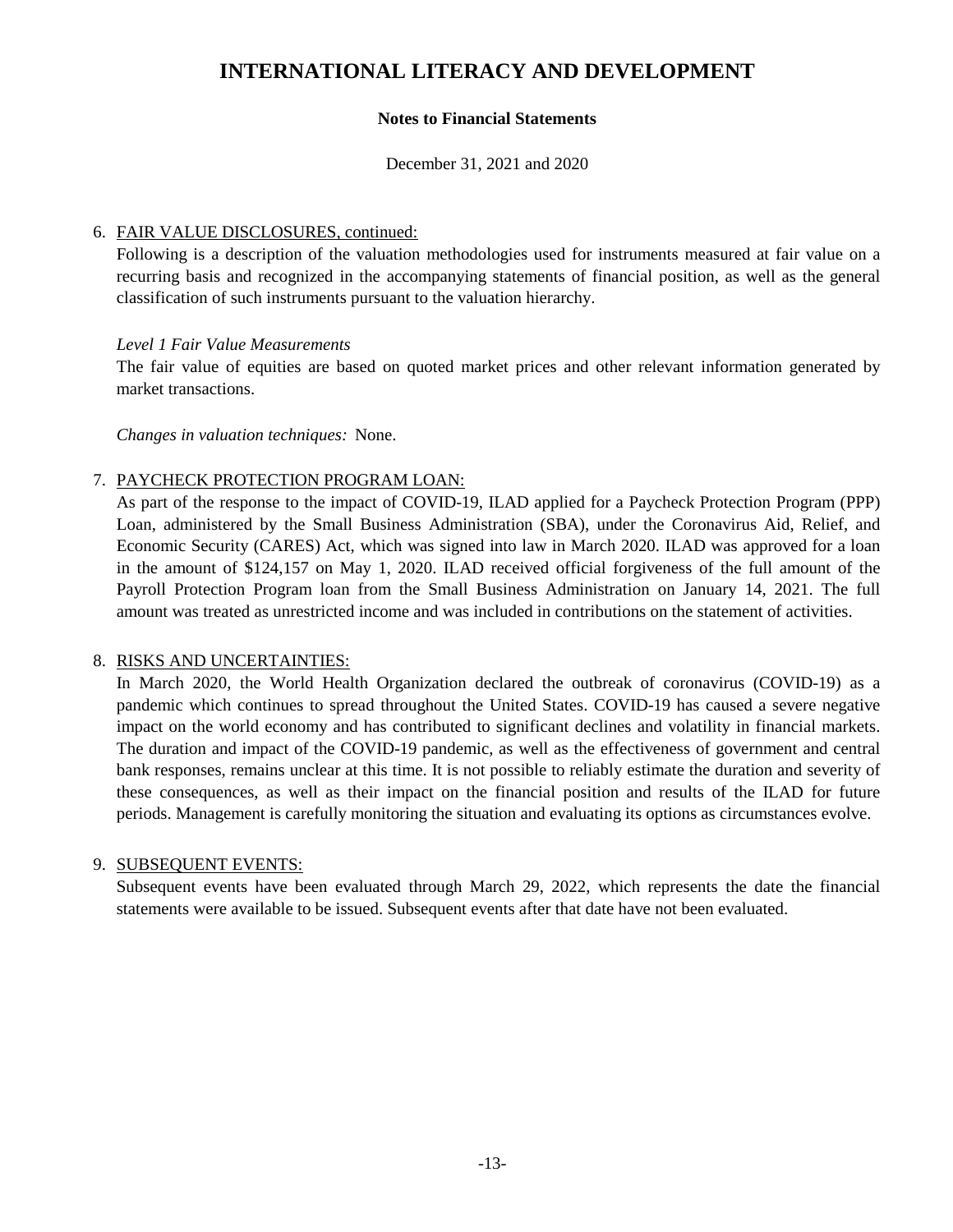# INTERNATIONAL LITERACY AND DEVELOPMENT

**Notes to Financial Statements**

December 31, 2021 and 2020

6. FAIR VALUE DISCLOSURES, continued:

   Following is a description of the valuation methodologies used for instruments measured at fair value on a recurring basis and recognized in the accompanying statements of financial position, as well as the general classification of such instruments pursuant to the valuation hierarchy.

   *Level 1 Fair Value Measurements*

   The fair value of equities are based on quoted market prices and other relevant information generated by market transactions.

   *Changes in valuation techniques:* None.

7. PAYCHECK PROTECTION PROGRAM LOAN:

   As part of the response to the impact of COVID-19, ILAD applied for a Paycheck Protection Program (PPP) Loan, administered by the Small Business Administration (SBA), under the Coronavirus Aid, Relief, and Economic Security (CARES) Act, which was signed into law in March 2020. ILAD was approved for a loan in the amount of $124,157 on May 1, 2020. ILAD received official forgiveness of the full amount of the Payroll Protection Program loan from the Small Business Administration on January 14, 2021. The full amount was treated as unrestricted income and was included in contributions on the statement of activities.

8. RISKS AND UNCERTAINTIES:

   In March 2020, the World Health Organization declared the outbreak of coronavirus (COVID-19) as a pandemic which continues to spread throughout the United States. COVID-19 has caused a severe negative impact on the world economy and has contributed to significant declines and volatility in financial markets. The duration and impact of the COVID-19 pandemic, as well as the effectiveness of government and central bank responses, remains unclear at this time. It is not possible to reliably estimate the duration and severity of these consequences, as well as their impact on the financial position and results of the ILAD for future periods. Management is carefully monitoring the situation and evaluating its options as circumstances evolve.

9. SUBSEQUENT EVENTS:

   Subsequent events have been evaluated through March 29, 2022, which represents the date the financial statements were available to be issued. Subsequent events after that date have not been evaluated.